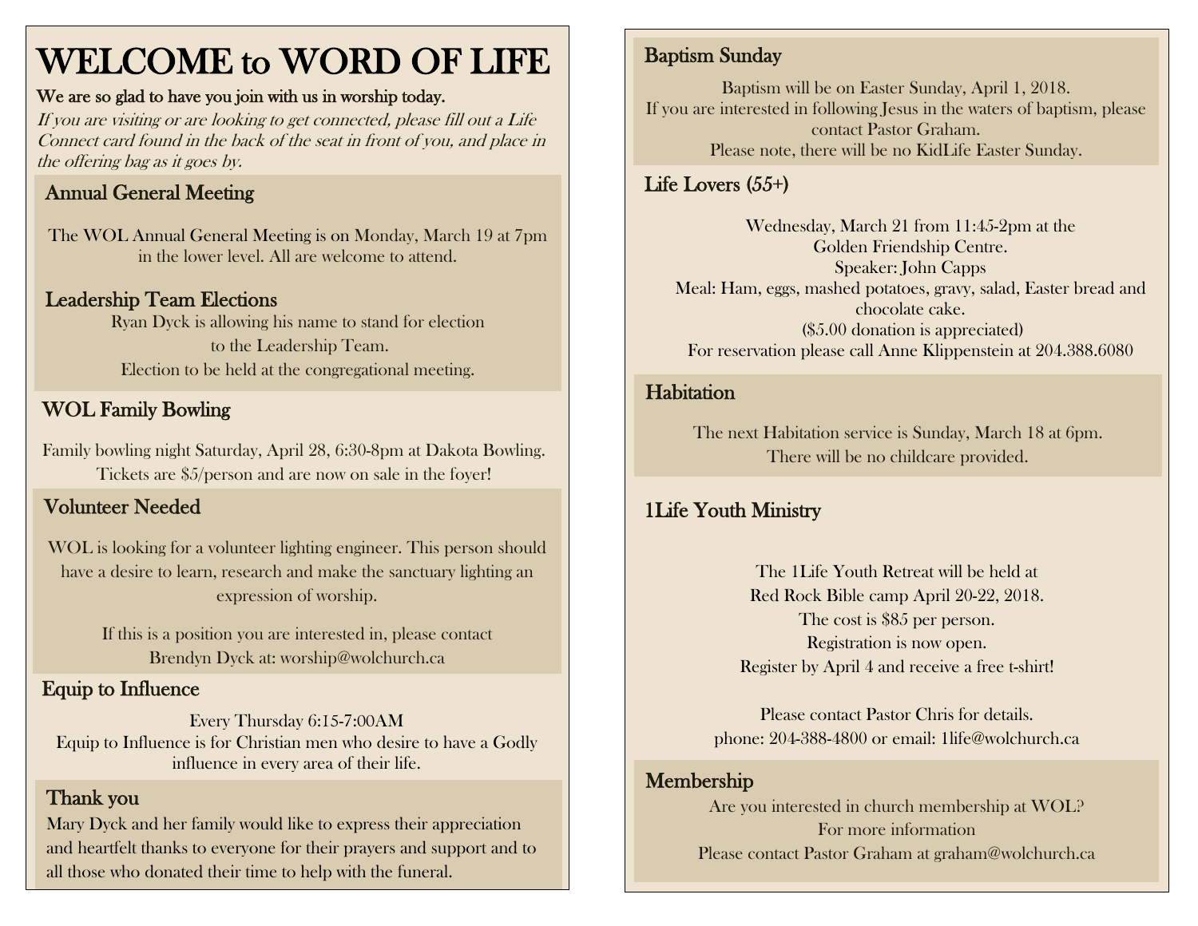# WELCOME to WORD OF LIFE

**We are so glad to have you join with us in worship today.**

*If you are visiting or are looking to get connected, please fill out a Life Connect card found in the back of the seat in front of you, and place in the offering bag as it goes by.*

## Annual General Meeting

The WOL Annual General Meeting is on Monday, March 19 at 7pm in the lower level. All are welcome to attend.

## Leadership Team Elections

Ryan Dyck is allowing his name to stand for election to the Leadership Team.
Election to be held at the congregational meeting.

## WOL Family Bowling

Family bowling night Saturday, April 28, 6:30-8pm at Dakota Bowling. Tickets are $5/person and are now on sale in the foyer!

## Volunteer Needed

WOL is looking for a volunteer lighting engineer. This person should have a desire to learn, research and make the sanctuary lighting an expression of worship.

If this is a position you are interested in, please contact Brendyn Dyck at: worship@wolchurch.ca

## Equip to Influence

Every Thursday 6:15-7:00AM
Equip to Influence is for Christian men who desire to have a Godly influence in every area of their life.

## Thank you

Mary Dyck and her family would like to express their appreciation and heartfelt thanks to everyone for their prayers and support and to all those who donated their time to help with the funeral.

## Baptism Sunday

Baptism will be on Easter Sunday, April 1, 2018.
If you are interested in following Jesus in the waters of baptism, please contact Pastor Graham.
Please note, there will be no KidLife Easter Sunday.

## Life Lovers (55+)

Wednesday, March 21 from 11:45-2pm at the Golden Friendship Centre.
Speaker: John Capps
Meal: Ham, eggs, mashed potatoes, gravy, salad, Easter bread and chocolate cake.
($5.00 donation is appreciated)
For reservation please call Anne Klippenstein at 204.388.6080

## Habitation

The next Habitation service is Sunday, March 18 at 6pm.
There will be no childcare provided.

## 1Life Youth Ministry

The 1Life Youth Retreat will be held at Red Rock Bible camp April 20-22, 2018.
The cost is $85 per person.
Registration is now open.
Register by April 4 and receive a free t-shirt!

Please contact Pastor Chris for details.
phone: 204-388-4800 or email: 1life@wolchurch.ca

## Membership

Are you interested in church membership at WOL?
For more information
Please contact Pastor Graham at graham@wolchurch.ca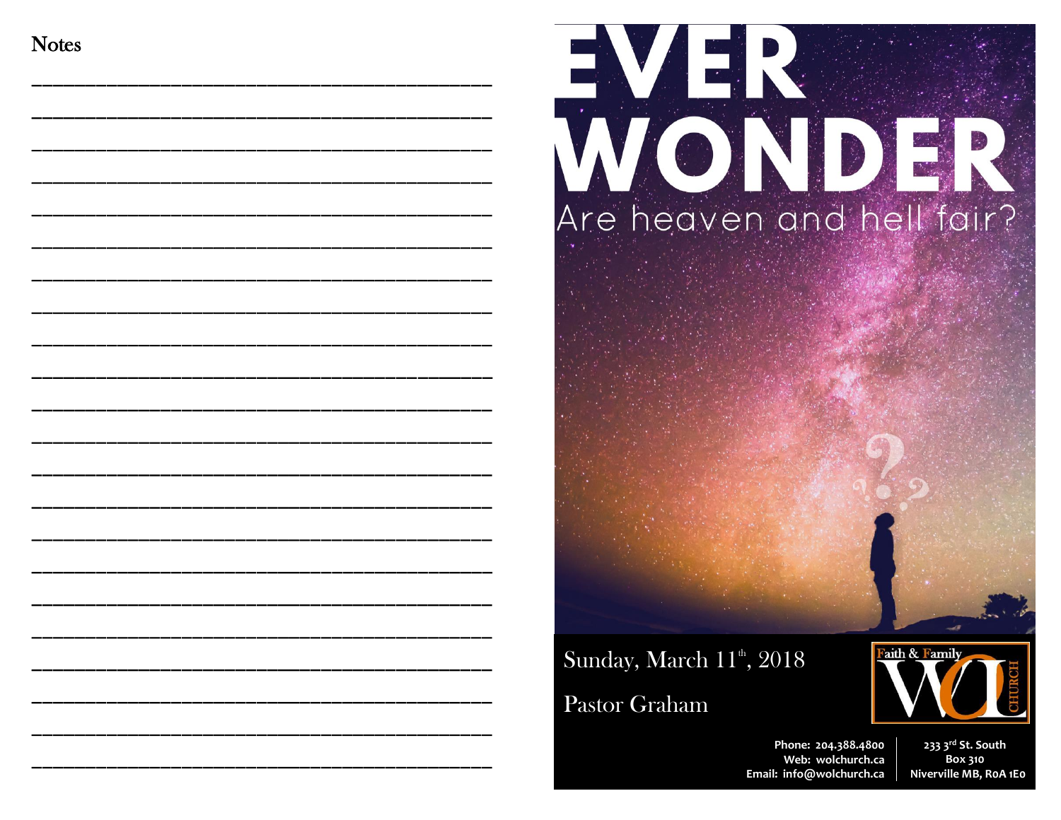## Notes

\_\_\_\_\_\_\_\_\_\_\_\_\_\_\_\_\_\_\_\_\_\_\_\_\_\_\_\_\_\_\_\_\_\_\_\_\_\_\_\_\_\_\_\_\_\_

\_\_\_\_\_\_\_\_\_\_\_\_\_\_\_\_\_\_\_\_\_\_\_\_\_\_\_\_\_\_\_\_\_\_\_\_\_\_\_\_\_\_\_\_\_\_

\_\_\_\_\_\_\_\_\_\_\_\_\_\_\_\_\_\_\_\_\_\_\_\_\_\_\_\_\_\_\_\_\_\_\_\_\_\_\_\_\_\_\_\_\_\_

\_\_\_\_\_\_\_\_\_\_\_\_\_\_\_\_\_\_\_\_\_\_\_\_\_\_\_\_\_\_\_\_\_\_\_\_\_\_\_\_\_\_\_\_\_\_

\_\_\_\_\_\_\_\_\_\_\_\_\_\_\_\_\_\_\_\_\_\_\_\_\_\_\_\_\_\_\_\_\_\_\_\_\_\_\_\_\_\_\_\_\_\_

\_\_\_\_\_\_\_\_\_\_\_\_\_\_\_\_\_\_\_\_\_\_\_\_\_\_\_\_\_\_\_\_\_\_\_\_\_\_\_\_\_\_\_\_\_\_

\_\_\_\_\_\_\_\_\_\_\_\_\_\_\_\_\_\_\_\_\_\_\_\_\_\_\_\_\_\_\_\_\_\_\_\_\_\_\_\_\_\_\_\_\_\_

\_\_\_\_\_\_\_\_\_\_\_\_\_\_\_\_\_\_\_\_\_\_\_\_\_\_\_\_\_\_\_\_\_\_\_\_\_\_\_\_\_\_\_\_\_\_

\_\_\_\_\_\_\_\_\_\_\_\_\_\_\_\_\_\_\_\_\_\_\_\_\_\_\_\_\_\_\_\_\_\_\_\_\_\_\_\_\_\_\_\_\_\_

\_\_\_\_\_\_\_\_\_\_\_\_\_\_\_\_\_\_\_\_\_\_\_\_\_\_\_\_\_\_\_\_\_\_\_\_\_\_\_\_\_\_\_\_\_\_

\_\_\_\_\_\_\_\_\_\_\_\_\_\_\_\_\_\_\_\_\_\_\_\_\_\_\_\_\_\_\_\_\_\_\_\_\_\_\_\_\_\_\_\_\_\_

\_\_\_\_\_\_\_\_\_\_\_\_\_\_\_\_\_\_\_\_\_\_\_\_\_\_\_\_\_\_\_\_\_\_\_\_\_\_\_\_\_\_\_\_\_\_

\_\_\_\_\_\_\_\_\_\_\_\_\_\_\_\_\_\_\_\_\_\_\_\_\_\_\_\_\_\_\_\_\_\_\_\_\_\_\_\_\_\_\_\_\_\_

\_\_\_\_\_\_\_\_\_\_\_\_\_\_\_\_\_\_\_\_\_\_\_\_\_\_\_\_\_\_\_\_\_\_\_\_\_\_\_\_\_\_\_\_\_\_

\_\_\_\_\_\_\_\_\_\_\_\_\_\_\_\_\_\_\_\_\_\_\_\_\_\_\_\_\_\_\_\_\_\_\_\_\_\_\_\_\_\_\_\_\_\_

\_\_\_\_\_\_\_\_\_\_\_\_\_\_\_\_\_\_\_\_\_\_\_\_\_\_\_\_\_\_\_\_\_\_\_\_\_\_\_\_\_\_\_\_\_\_

\_\_\_\_\_\_\_\_\_\_\_\_\_\_\_\_\_\_\_\_\_\_\_\_\_\_\_\_\_\_\_\_\_\_\_\_\_\_\_\_\_\_\_\_\_\_

\_\_\_\_\_\_\_\_\_\_\_\_\_\_\_\_\_\_\_\_\_\_\_\_\_\_\_\_\_\_\_\_\_\_\_\_\_\_\_\_\_\_\_\_\_\_

\_\_\_\_\_\_\_\_\_\_\_\_\_\_\_\_\_\_\_\_\_\_\_\_\_\_\_\_\_\_\_\_\_\_\_\_\_\_\_\_\_\_\_\_\_\_

\_\_\_\_\_\_\_\_\_\_\_\_\_\_\_\_\_\_\_\_\_\_\_\_\_\_\_\_\_\_\_\_\_\_\_\_\_\_\_\_\_\_\_\_\_\_

\_\_\_\_\_\_\_\_\_\_\_\_\_\_\_\_\_\_\_\_\_\_\_\_\_\_\_\_\_\_\_\_\_\_\_\_\_\_\_\_\_\_\_\_\_\_

\_\_\_\_\_\_\_\_\_\_\_\_\_\_\_\_\_\_\_\_\_\_\_\_\_\_\_\_\_\_\_\_\_\_\_\_\_\_\_\_\_\_\_\_\_\_

# EVER WONDER

## Are heaven and hell fair?

Sunday, March 11th, 2018

Pastor Graham

Faith & Family WOL CHURCH

Phone: 204.388.4800
Web: wolchurch.ca
Email: info@wolchurch.ca

233 3rd St. South
Box 310
Niverville MB, R0A 1E0